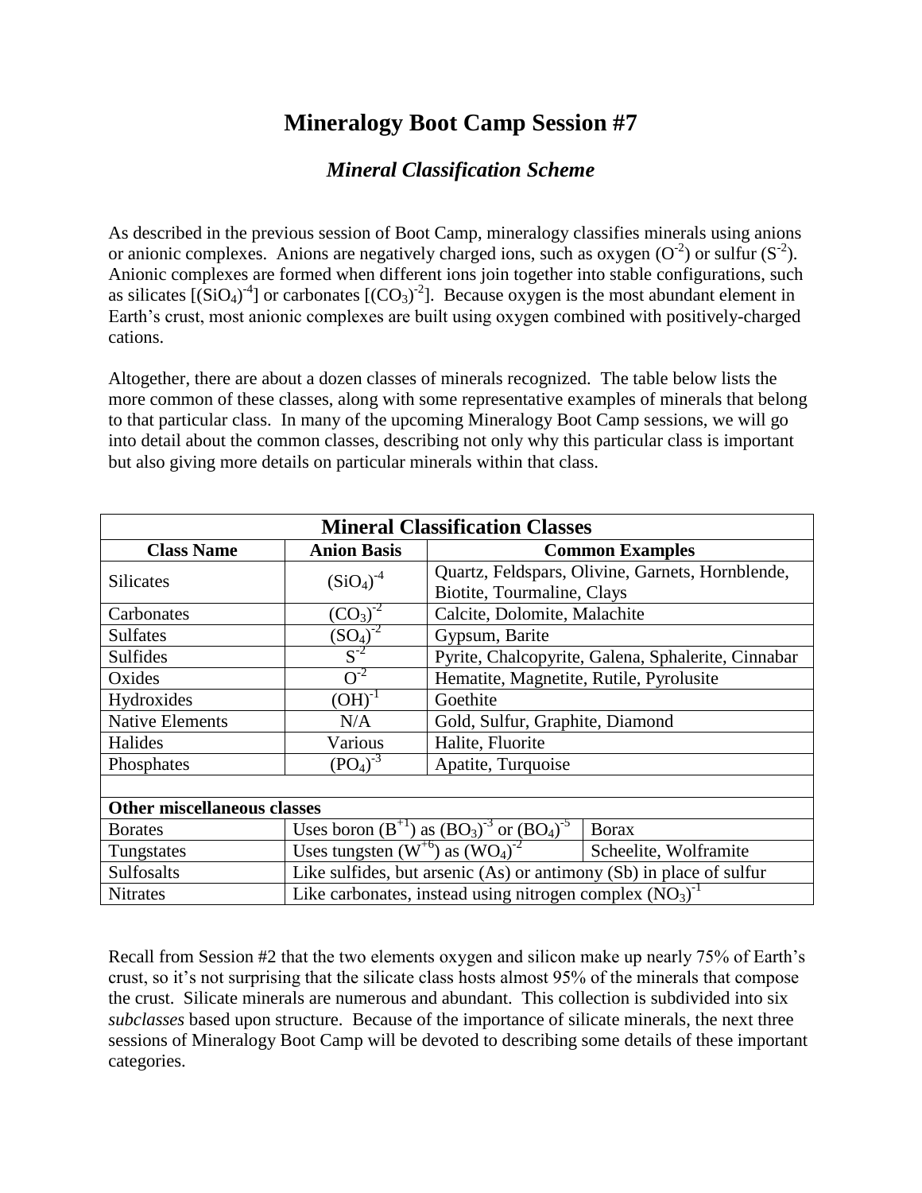# Mineralogy Boot Camp Session #7

## *Mineral Classification Scheme*

As described in the previous session of Boot Camp, mineralogy classifies minerals using anions or anionic complexes. Anions are negatively charged ions, such as oxygen ($O^{-2}$) or sulfur ($S^{-2}$). Anionic complexes are formed when different ions join together into stable configurations, such as silicates [$(SiO_4)^{-4}$] or carbonates [$(CO_3)^{-2}$]. Because oxygen is the most abundant element in Earth's crust, most anionic complexes are built using oxygen combined with positively-charged cations.

Altogether, there are about a dozen classes of minerals recognized. The table below lists the more common of these classes, along with some representative examples of minerals that belong to that particular class. In many of the upcoming Mineralogy Boot Camp sessions, we will go into detail about the common classes, describing not only why this particular class is important but also giving more details on particular minerals within that class.

| **Mineral Classification Classes** | | |
|---|---|---|
| **Class Name** | **Anion Basis** | **Common Examples** |
| Silicates | $(SiO_4)^{-4}$ | Quartz, Feldspars, Olivine, Garnets, Hornblende, Biotite, Tourmaline, Clays |
| Carbonates | $(CO_3)^{-2}$ | Calcite, Dolomite, Malachite |
| Sulfates | $(SO_4)^{-2}$ | Gypsum, Barite |
| Sulfides | $S^{-2}$ | Pyrite, Chalcopyrite, Galena, Sphalerite, Cinnabar |
| Oxides | $O^{-2}$ | Hematite, Magnetite, Rutile, Pyrolusite |
| Hydroxides | $(OH)^{-1}$ | Goethite |
| Native Elements | N/A | Gold, Sulfur, Graphite, Diamond |
| Halides | Various | Halite, Fluorite |
| Phosphates | $(PO_4)^{-3}$ | Apatite, Turquoise |
| | | |
| **Other miscellaneous classes** | | |
| Borates | Uses boron ($B^{+1}$) as $(BO_3)^{-3}$ or $(BO_4)^{-5}$ | Borax |
| Tungstates | Uses tungsten ($W^{+6}$) as $(WO_4)^{-2}$ | Scheelite, Wolframite |
| Sulfosalts | Like sulfides, but arsenic (As) or antimony (Sb) in place of sulfur | |
| Nitrates | Like carbonates, instead using nitrogen complex $(NO_3)^{-1}$ | |

Recall from Session #2 that the two elements oxygen and silicon make up nearly 75% of Earth's crust, so it's not surprising that the silicate class hosts almost 95% of the minerals that compose the crust. Silicate minerals are numerous and abundant. This collection is subdivided into six *subclasses* based upon structure. Because of the importance of silicate minerals, the next three sessions of Mineralogy Boot Camp will be devoted to describing some details of these important categories.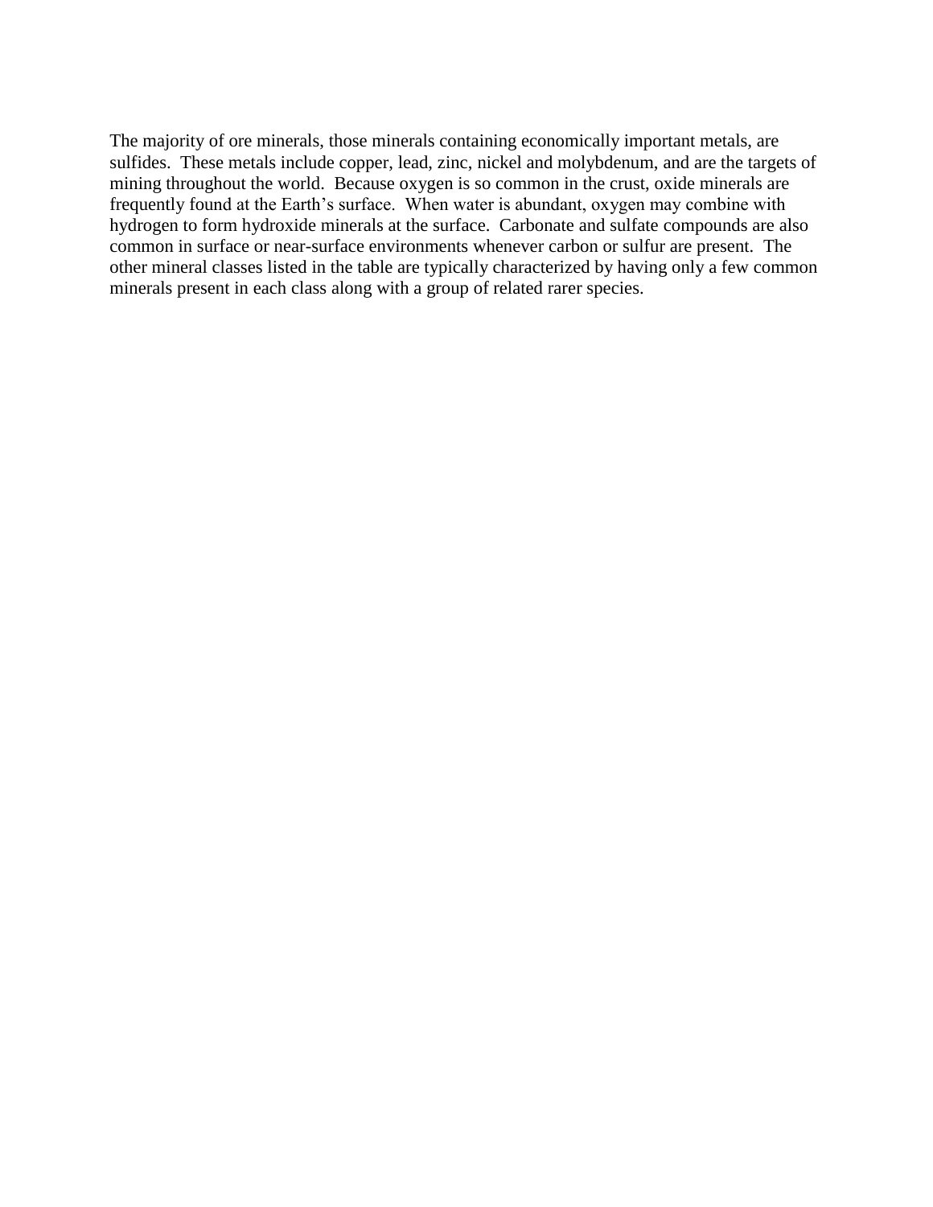The majority of ore minerals, those minerals containing economically important metals, are sulfides. These metals include copper, lead, zinc, nickel and molybdenum, and are the targets of mining throughout the world. Because oxygen is so common in the crust, oxide minerals are frequently found at the Earth's surface. When water is abundant, oxygen may combine with hydrogen to form hydroxide minerals at the surface. Carbonate and sulfate compounds are also common in surface or near-surface environments whenever carbon or sulfur are present. The other mineral classes listed in the table are typically characterized by having only a few common minerals present in each class along with a group of related rarer species.